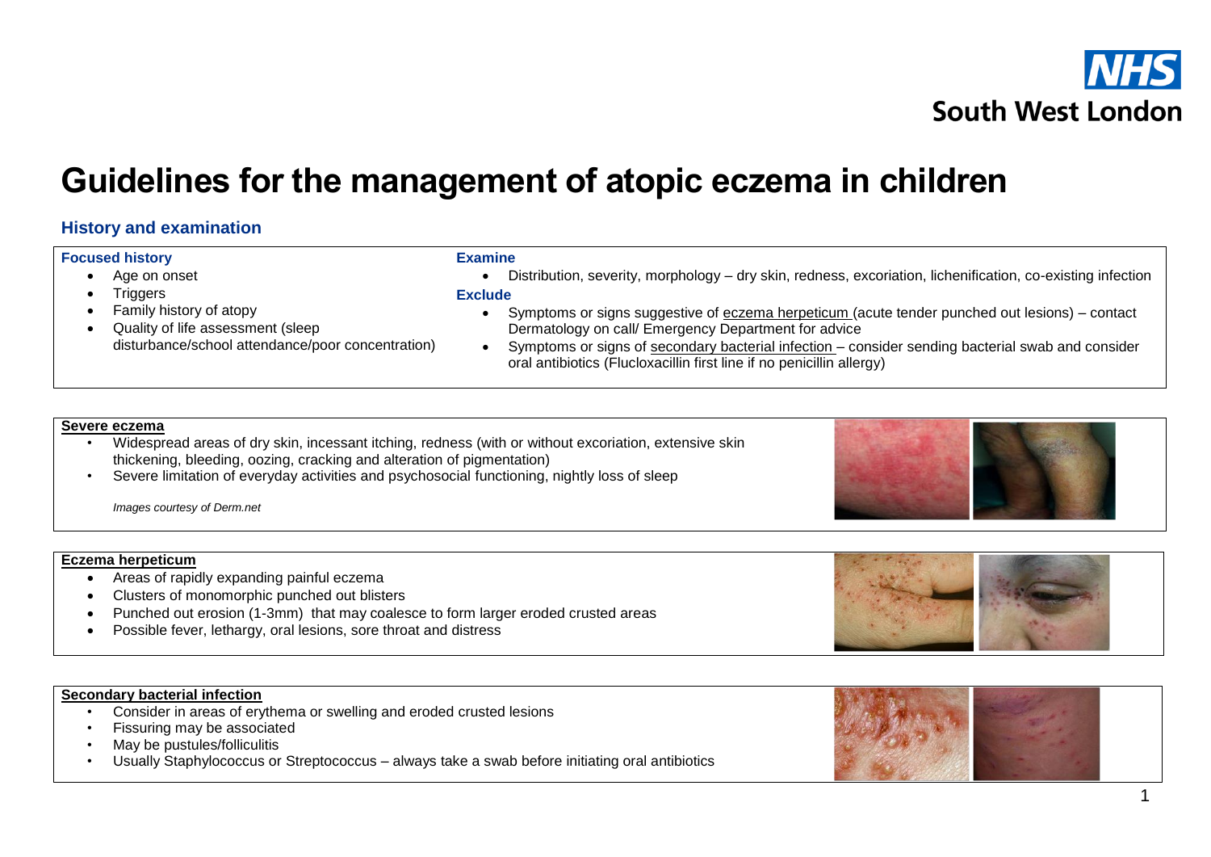NHS South West London

# Guidelines for the management of atopic eczema in children

## History and examination

### Focused history

- Age on onset
- Triggers
- Family history of atopy
- Quality of life assessment (sleep disturbance/school attendance/poor concentration)

### Examine

- Distribution, severity, morphology – dry skin, redness, excoriation, lichenification, co-existing infection

### Exclude

- Symptoms or signs suggestive of eczema herpeticum (acute tender punched out lesions) – contact Dermatology on call/ Emergency Department for advice
- Symptoms or signs of secondary bacterial infection – consider sending bacterial swab and consider oral antibiotics (Flucloxacillin first line if no penicillin allergy)

### Severe eczema

- Widespread areas of dry skin, incessant itching, redness (with or without excoriation, extensive skin thickening, bleeding, oozing, cracking and alteration of pigmentation)
- Severe limitation of everyday activities and psychosocial functioning, nightly loss of sleep

*Images courtesy of Derm.net*

### Eczema herpeticum

- Areas of rapidly expanding painful eczema
- Clusters of monomorphic punched out blisters
- Punched out erosion (1-3mm) that may coalesce to form larger eroded crusted areas
- Possible fever, lethargy, oral lesions, sore throat and distress

### Secondary bacterial infection

- Consider in areas of erythema or swelling and eroded crusted lesions
- Fissuring may be associated
- May be pustules/folliculitis
- Usually Staphylococcus or Streptococcus – always take a swab before initiating oral antibiotics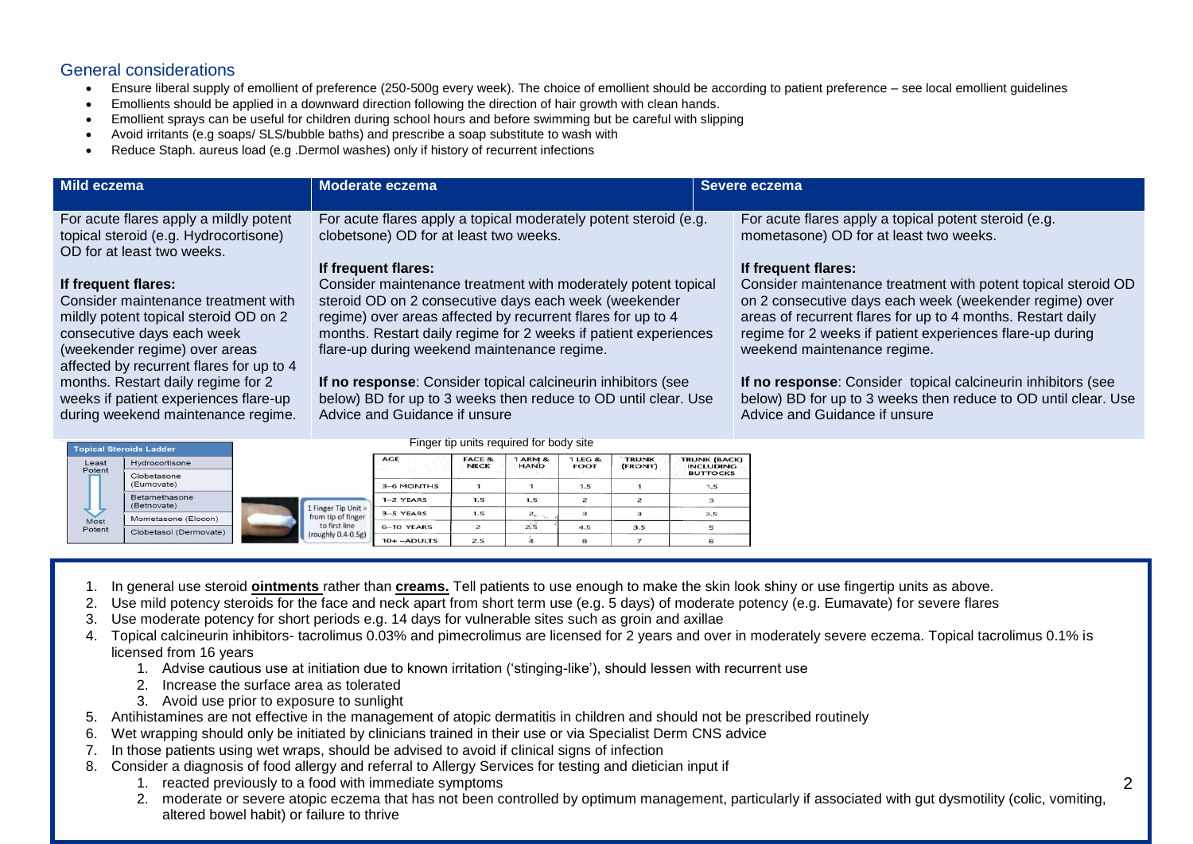## General considerations

- Ensure liberal supply of emollient of preference (250-500g every week). The choice of emollient should be according to patient preference – see local emollient guidelines
- Emollients should be applied in a downward direction following the direction of hair growth with clean hands.
- Emollient sprays can be useful for children during school hours and before swimming but be careful with slipping
- Avoid irritants (e.g soaps/ SLS/bubble baths) and prescribe a soap substitute to wash with
- Reduce Staph. aureus load (e.g .Dermol washes) only if history of recurrent infections

| Mild eczema | Moderate eczema | Severe eczema |
|---|---|---|
| For acute flares apply a mildly potent topical steroid (e.g. Hydrocortisone) OD for at least two weeks.<br><br>**If frequent flares:**<br>Consider maintenance treatment with mildly potent topical steroid OD on 2 consecutive days each week (weekender regime) over areas affected by recurrent flares for up to 4 months. Restart daily regime for 2 weeks if patient experiences flare-up during weekend maintenance regime. | For acute flares apply a topical moderately potent steroid (e.g. clobetsone) OD for at least two weeks.<br><br>**If frequent flares:**<br>Consider maintenance treatment with moderately potent topical steroid OD on 2 consecutive days each week (weekender regime) over areas affected by recurrent flares for up to 4 months. Restart daily regime for 2 weeks if patient experiences flare-up during weekend maintenance regime.<br><br>**If no response**: Consider topical calcineurin inhibitors (see below) BD for up to 3 weeks then reduce to OD until clear. Use Advice and Guidance if unsure | For acute flares apply a topical potent steroid (e.g. mometasone) OD for at least two weeks.<br><br>**If frequent flares:**<br>Consider maintenance treatment with potent topical steroid OD on 2 consecutive days each week (weekender regime) over areas of recurrent flares for up to 4 months. Restart daily regime for 2 weeks if patient experiences flare-up during weekend maintenance regime.<br><br>**If no response**: Consider topical calcineurin inhibitors (see below) BD for up to 3 weeks then reduce to OD until clear. Use Advice and Guidance if unsure |

**Topical Steroids Ladder**

| Potency | Steroid |
|---|---|
| Least Potent | Hydrocortisone |
| | Clobetasone (Eumovate) |
| | Betamethasone (Betnovate) |
| | Mometasone (Elocon) |
| Most Potent | Clobetasol (Dermovate) |

1 Finger Tip Unit = from tip of finger to first line (roughly 0.4-0.5g)

Finger tip units required for body site

| AGE | FACE & NECK | 1 ARM & HAND | 1 LEG & FOOT | TRUNK (FRONT) | TRUNK (BACK) INCLUDING BUTTOCKS |
|---|---|---|---|---|---|
| 3–6 MONTHS | 1 | 1 | 1.5 | 1 | 1.5 |
| 1–2 YEARS | 1.5 | 1.5 | 2 | 2 | 3 |
| 3–5 YEARS | 1.5 | 2 | 3 | 3 | 3.5 |
| 6–10 YEARS | 2 | 2.5 | 4.5 | 3.5 | 5 |
| 10+ –ADULTS | 2.5 | 4 | 8 | 7 | 8 |

1. In general use steroid **ointments** rather than **creams.** Tell patients to use enough to make the skin look shiny or use fingertip units as above.
2. Use mild potency steroids for the face and neck apart from short term use (e.g. 5 days) of moderate potency (e.g. Eumovate) for severe flares
3. Use moderate potency for short periods e.g. 14 days for vulnerable sites such as groin and axillae
4. Topical calcineurin inhibitors- tacrolimus 0.03% and pimecrolimus are licensed for 2 years and over in moderately severe eczema. Topical tacrolimus 0.1% is licensed from 16 years
    1. Advise cautious use at initiation due to known irritation ('stinging-like'), should lessen with recurrent use
    2. Increase the surface area as tolerated
    3. Avoid use prior to exposure to sunlight
5. Antihistamines are not effective in the management of atopic dermatitis in children and should not be prescribed routinely
6. Wet wrapping should only be initiated by clinicians trained in their use or via Specialist Derm CNS advice
7. In those patients using wet wraps, should be advised to avoid if clinical signs of infection
8. Consider a diagnosis of food allergy and referral to Allergy Services for testing and dietician input if
    1. reacted previously to a food with immediate symptoms
    2. moderate or severe atopic eczema that has not been controlled by optimum management, particularly if associated with gut dysmotility (colic, vomiting, altered bowel habit) or failure to thrive